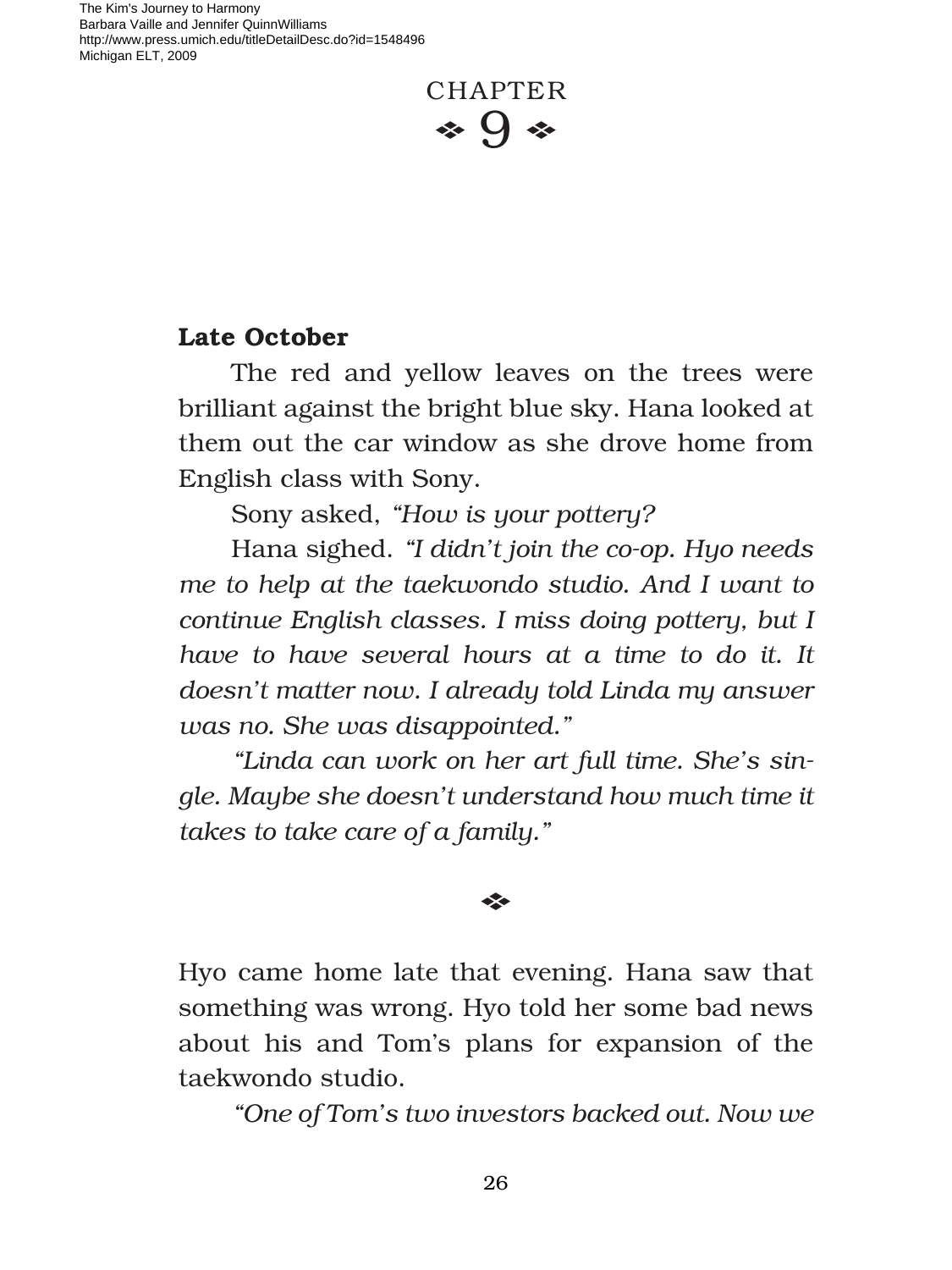# CHAPTER 9

**Late October**

The red and yellow leaves on the trees were brilliant against the bright blue sky. Hana looked at them out the car window as she drove home from English class with Sony.

Sony asked, *"How is your pottery?*

Hana sighed. *"I didn't join the co-op. Hyo needs me to help at the taekwondo studio. And I want to continue English classes. I miss doing pottery, but I have to have several hours at a time to do it. It doesn't matter now. I already told Linda my answer was no. She was disappointed."*

*"Linda can work on her art full time. She's single. Maybe she doesn't understand how much time it takes to take care of a family."*

❖

Hyo came home late that evening. Hana saw that something was wrong. Hyo told her some bad news about his and Tom's plans for expansion of the taekwondo studio.

*"One of Tom's two investors backed out. Now we*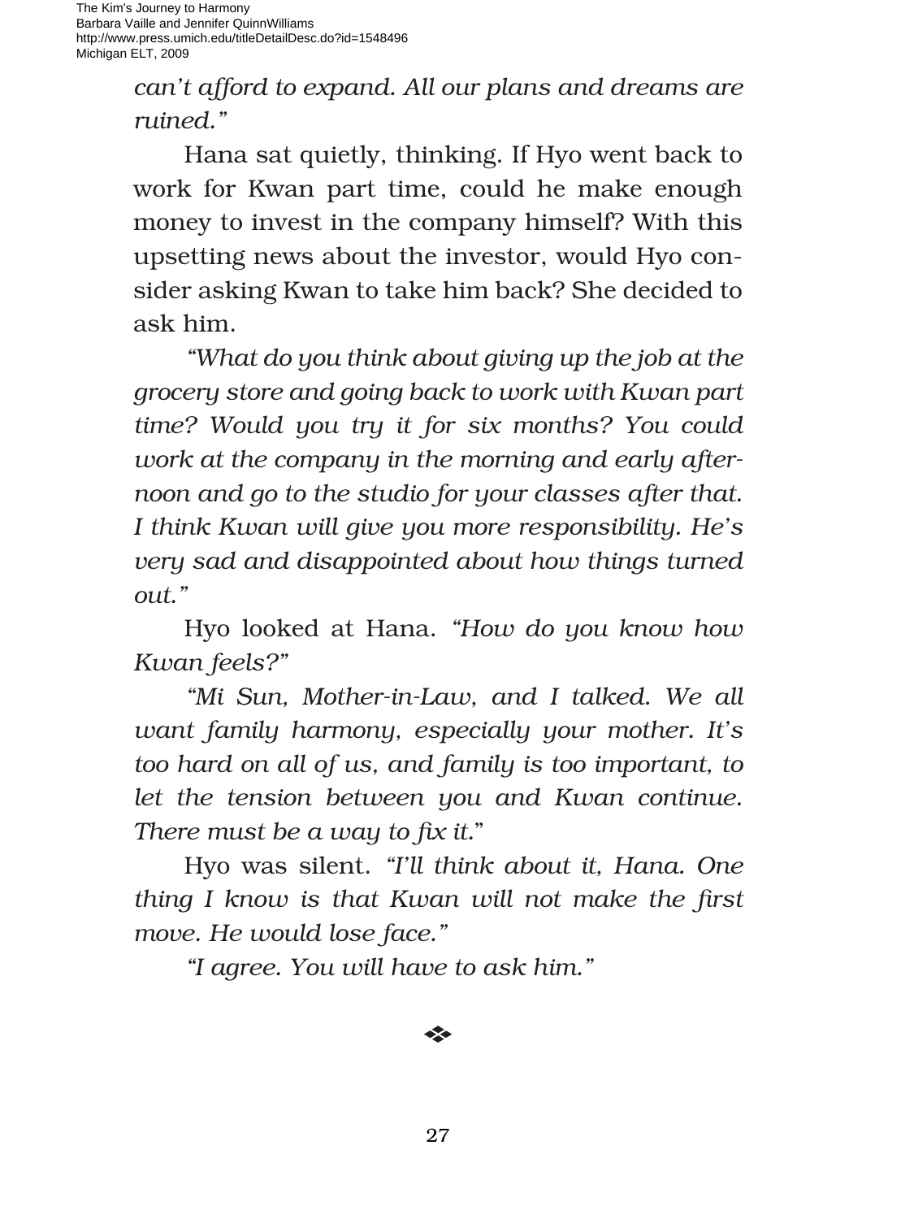*can't afford to expand. All our plans and dreams are ruined."*

Hana sat quietly, thinking. If Hyo went back to work for Kwan part time, could he make enough money to invest in the company himself? With this upsetting news about the investor, would Hyo consider asking Kwan to take him back? She decided to ask him.

*"What do you think about giving up the job at the grocery store and going back to work with Kwan part time? Would you try it for six months? You could work at the company in the morning and early afternoon and go to the studio for your classes after that. I think Kwan will give you more responsibility. He's very sad and disappointed about how things turned out."*

Hyo looked at Hana. *"How do you know how Kwan feels?"*

*"Mi Sun, Mother-in-Law, and I talked. We all want family harmony, especially your mother. It's too hard on all of us, and family is too important, to let the tension between you and Kwan continue. There must be a way to fix it."*

Hyo was silent. *"I'll think about it, Hana. One thing I know is that Kwan will not make the first move. He would lose face."*

*"I agree. You will have to ask him."*

❖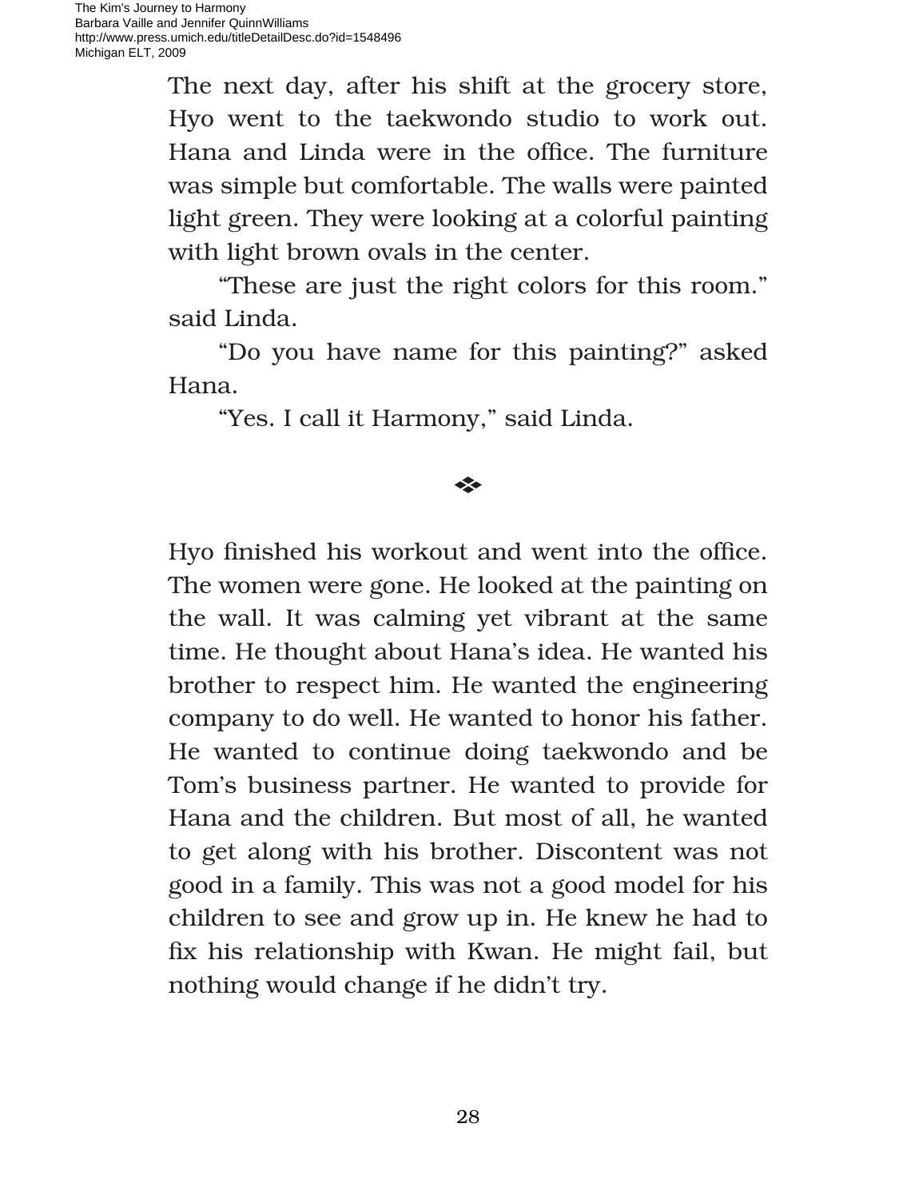The next day, after his shift at the grocery store, Hyo went to the taekwondo studio to work out. Hana and Linda were in the office. The furniture was simple but comfortable. The walls were painted light green. They were looking at a colorful painting with light brown ovals in the center.

"These are just the right colors for this room." said Linda.

"Do you have name for this painting?" asked Hana.

"Yes. I call it Harmony," said Linda.

❖

Hyo finished his workout and went into the office. The women were gone. He looked at the painting on the wall. It was calming yet vibrant at the same time. He thought about Hana's idea. He wanted his brother to respect him. He wanted the engineering company to do well. He wanted to honor his father. He wanted to continue doing taekwondo and be Tom's business partner. He wanted to provide for Hana and the children. But most of all, he wanted to get along with his brother. Discontent was not good in a family. This was not a good model for his children to see and grow up in. He knew he had to fix his relationship with Kwan. He might fail, but nothing would change if he didn't try.